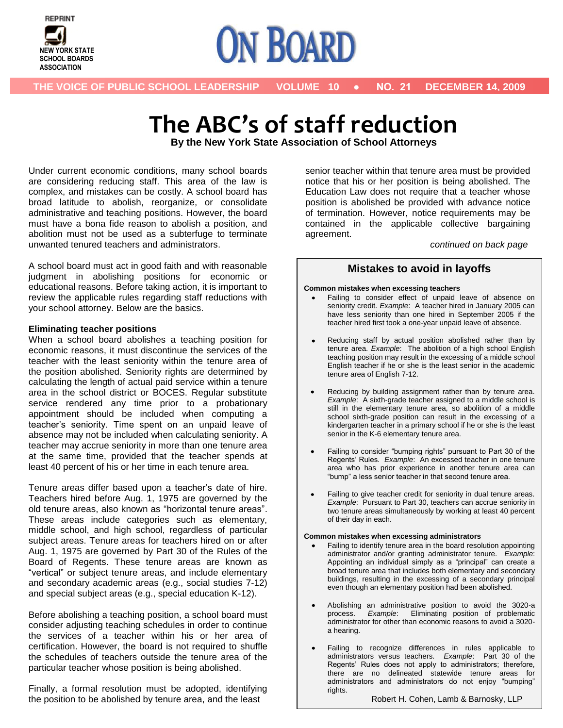REPRINT

NEW YORK STATE SCHOOL BOARDS ASSOCIATION

# ON BOARD

THE VOICE OF PUBLIC SCHOOL LEADERSHIP VOLUME 10 • NO. 21 DECEMBER 14, 2009

# The ABC's of staff reduction

**By the New York State Association of School Attorneys**

Under current economic conditions, many school boards are considering reducing staff. This area of the law is complex, and mistakes can be costly. A school board has broad latitude to abolish, reorganize, or consolidate administrative and teaching positions. However, the board must have a bona fide reason to abolish a position, and abolition must not be used as a subterfuge to terminate unwanted tenured teachers and administrators.

A school board must act in good faith and with reasonable judgment in abolishing positions for economic or educational reasons. Before taking action, it is important to review the applicable rules regarding staff reductions with your school attorney. Below are the basics.

**Eliminating teacher positions**

When a school board abolishes a teaching position for economic reasons, it must discontinue the services of the teacher with the least seniority within the tenure area of the position abolished. Seniority rights are determined by calculating the length of actual paid service within a tenure area in the school district or BOCES. Regular substitute service rendered any time prior to a probationary appointment should be included when computing a teacher's seniority. Time spent on an unpaid leave of absence may not be included when calculating seniority. A teacher may accrue seniority in more than one tenure area at the same time, provided that the teacher spends at least 40 percent of his or her time in each tenure area.

Tenure areas differ based upon a teacher's date of hire. Teachers hired before Aug. 1, 1975 are governed by the old tenure areas, also known as "horizontal tenure areas". These areas include categories such as elementary, middle school, and high school, regardless of particular subject areas. Tenure areas for teachers hired on or after Aug. 1, 1975 are governed by Part 30 of the Rules of the Board of Regents. These tenure areas are known as "vertical" or subject tenure areas, and include elementary and secondary academic areas (e.g., social studies 7-12) and special subject areas (e.g., special education K-12).

Before abolishing a teaching position, a school board must consider adjusting teaching schedules in order to continue the services of a teacher within his or her area of certification. However, the board is not required to shuffle the schedules of teachers outside the tenure area of the particular teacher whose position is being abolished.

Finally, a formal resolution must be adopted, identifying the position to be abolished by tenure area, and the least senior teacher within that tenure area must be provided notice that his or her position is being abolished. The Education Law does not require that a teacher whose position is abolished be provided with advance notice of termination. However, notice requirements may be contained in the applicable collective bargaining agreement.

*continued on back page*

## Mistakes to avoid in layoffs

**Common mistakes when excessing teachers**

- Failing to consider effect of unpaid leave of absence on seniority credit. *Example*: A teacher hired in January 2005 can have less seniority than one hired in September 2005 if the teacher hired first took a one-year unpaid leave of absence.
- Reducing staff by actual position abolished rather than by tenure area. *Example*: The abolition of a high school English teaching position may result in the excessing of a middle school English teacher if he or she is the least senior in the academic tenure area of English 7-12.
- Reducing by building assignment rather than by tenure area. *Example*: A sixth-grade teacher assigned to a middle school is still in the elementary tenure area, so abolition of a middle school sixth-grade position can result in the excessing of a kindergarten teacher in a primary school if he or she is the least senior in the K-6 elementary tenure area.
- Failing to consider "bumping rights" pursuant to Part 30 of the Regents' Rules. *Example*: An excessed teacher in one tenure area who has prior experience in another tenure area can "bump" a less senior teacher in that second tenure area.
- Failing to give teacher credit for seniority in dual tenure areas. *Example*: Pursuant to Part 30, teachers can accrue seniority in two tenure areas simultaneously by working at least 40 percent of their day in each.

**Common mistakes when excessing administrators**

- Failing to identify tenure area in the board resolution appointing administrator and/or granting administrator tenure. *Example*: Appointing an individual simply as a "principal" can create a broad tenure area that includes both elementary and secondary buildings, resulting in the excessing of a secondary principal even though an elementary position had been abolished.
- Abolishing an administrative position to avoid the 3020-a process. *Example*: Eliminating position of problematic administrator for other than economic reasons to avoid a 3020-a hearing.
- Failing to recognize differences in rules applicable to administrators versus teachers. *Example*: Part 30 of the Regents' Rules does not apply to administrators; therefore, there are no delineated statewide tenure areas for administrators and administrators do not enjoy "bumping" rights.

Robert H. Cohen, Lamb & Barnosky, LLP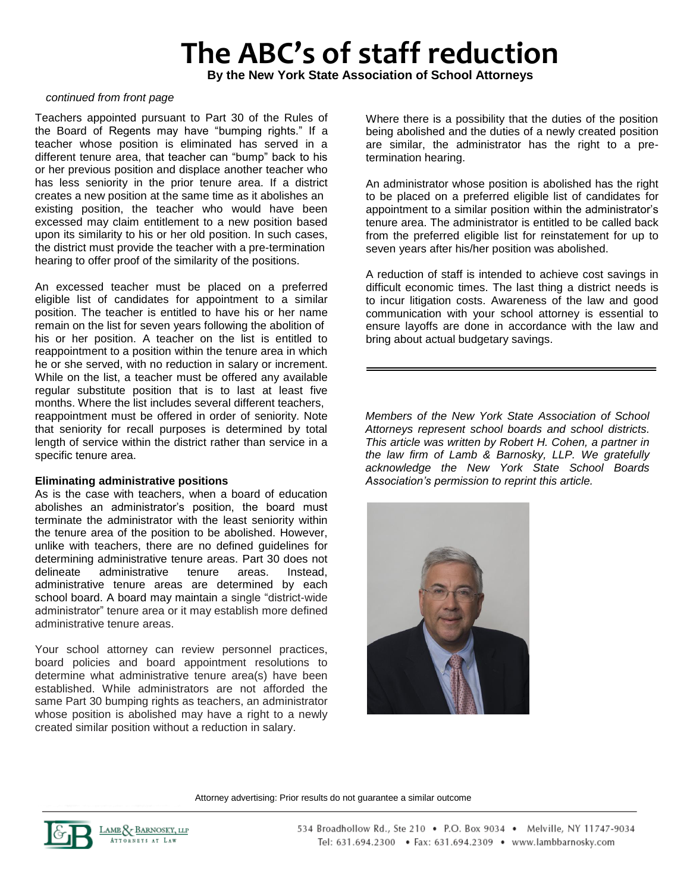# The ABC's of staff reduction

**By the New York State Association of School Attorneys**

*continued from front page*

Teachers appointed pursuant to Part 30 of the Rules of the Board of Regents may have "bumping rights." If a teacher whose position is eliminated has served in a different tenure area, that teacher can "bump" back to his or her previous position and displace another teacher who has less seniority in the prior tenure area. If a district creates a new position at the same time as it abolishes an existing position, the teacher who would have been excessed may claim entitlement to a new position based upon its similarity to his or her old position. In such cases, the district must provide the teacher with a pre-termination hearing to offer proof of the similarity of the positions.

An excessed teacher must be placed on a preferred eligible list of candidates for appointment to a similar position. The teacher is entitled to have his or her name remain on the list for seven years following the abolition of his or her position. A teacher on the list is entitled to reappointment to a position within the tenure area in which he or she served, with no reduction in salary or increment. While on the list, a teacher must be offered any available regular substitute position that is to last at least five months. Where the list includes several different teachers, reappointment must be offered in order of seniority. Note that seniority for recall purposes is determined by total length of service within the district rather than service in a specific tenure area.

**Eliminating administrative positions**

As is the case with teachers, when a board of education abolishes an administrator's position, the board must terminate the administrator with the least seniority within the tenure area of the position to be abolished. However, unlike with teachers, there are no defined guidelines for determining administrative tenure areas. Part 30 does not delineate administrative tenure areas. Instead, administrative tenure areas are determined by each school board. A board may maintain a single "district-wide administrator" tenure area or it may establish more defined administrative tenure areas.

Your school attorney can review personnel practices, board policies and board appointment resolutions to determine what administrative tenure area(s) have been established. While administrators are not afforded the same Part 30 bumping rights as teachers, an administrator whose position is abolished may have a right to a newly created similar position without a reduction in salary.

Where there is a possibility that the duties of the position being abolished and the duties of a newly created position are similar, the administrator has the right to a pre-termination hearing.

An administrator whose position is abolished has the right to be placed on a preferred eligible list of candidates for appointment to a similar position within the administrator's tenure area. The administrator is entitled to be called back from the preferred eligible list for reinstatement for up to seven years after his/her position was abolished.

A reduction of staff is intended to achieve cost savings in difficult economic times. The last thing a district needs is to incur litigation costs. Awareness of the law and good communication with your school attorney is essential to ensure layoffs are done in accordance with the law and bring about actual budgetary savings.

---

*Members of the New York State Association of School Attorneys represent school boards and school districts. This article was written by Robert H. Cohen, a partner in the law firm of Lamb & Barnosky, LLP. We gratefully acknowledge the New York State School Boards Association's permission to reprint this article.*

Attorney advertising: Prior results do not guarantee a similar outcome

Lamb & Barnosky, LLP
Attorneys at Law

534 Broadhollow Rd., Ste 210 • P.O. Box 9034 • Melville, NY 11747-9034
Tel: 631.694.2300 • Fax: 631.694.2309 • www.lambbarnosky.com